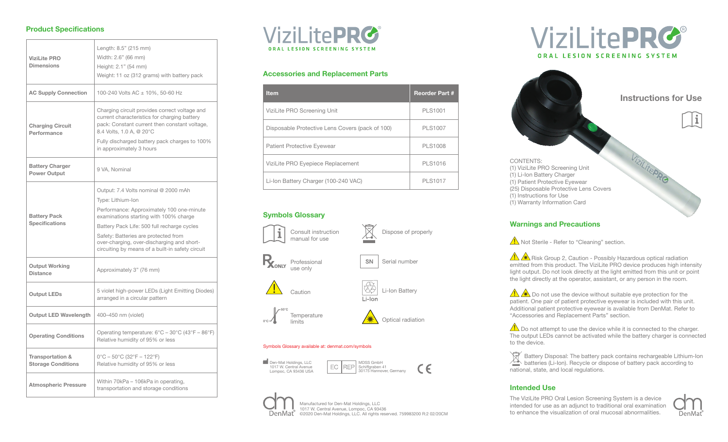## Product Specifications

| | |
|---|---|
| **ViziLite PRO Dimensions** | Length: 8.5" (215 mm)<br>Width: 2.6" (66 mm)<br>Height: 2.1" (54 mm)<br>Weight: 11 oz (312 grams) with battery pack |
| **AC Supply Connection** | 100-240 Volts AC ± 10%, 50-60 Hz |
| **Charging Circuit Performance** | Charging circuit provides correct voltage and current characteristics for charging battery pack: Constant current then constant voltage, 8.4 Volts, 1.0 A, @ 20°C<br>Fully discharged battery pack charges to 100% in approximately 3 hours |
| **Battery Charger Power Output** | 9 VA, Nominal |
| **Battery Pack Specifications** | Output: 7.4 Volts nominal @ 2000 mAh<br>Type: Lithium-Ion<br>Performance: Approximately 100 one-minute examinations starting with 100% charge<br>Battery Pack Life: 500 full recharge cycles<br>Safety: Batteries are protected from over-charging, over-discharging and short-circuiting by means of a built-in safety circuit |
| **Output Working Distance** | Approximately 3" (76 mm) |
| **Output LEDs** | 5 violet high-power LEDs (Light Emitting Diodes) arranged in a circular pattern |
| **Output LED Wavelength** | 400–450 nm (violet) |
| **Operating Conditions** | Operating temperature: 6°C – 30°C (43°F – 86°F)<br>Relative humidity of 95% or less |
| **Transportation & Storage Conditions** | 0°C – 50°C (32°F – 122°F)<br>Relative humidity of 95% or less |
| **Atmospheric Pressure** | Within 70kPa – 106kPa in operating, transportation and storage conditions |

# ViziLitePRO®
ORAL LESION SCREENING SYSTEM

## Accessories and Replacement Parts

| Item | Reorder Part # |
|---|---|
| ViziLite PRO Screening Unit | PLS1001 |
| Disposable Protective Lens Covers (pack of 100) | PLS1007 |
| Patient Protective Eyewear | PLS1008 |
| ViziLite PRO Eyepiece Replacement | PLS1016 |
| Li-Ion Battery Charger (100-240 VAC) | PLS1017 |

## Symbols Glossary

- Consult instruction manual for use
- Dispose of properly
- Rx ONLY – Professional use only
- SN – Serial number
- Caution
- Li-Ion – Li-Ion Battery
- 0°C – 50°C – Temperature limits
- Optical radiation

Symbols Glossary available at: denmat.com/symbols

Den-Mat Holdings, LLC
1017 W. Central Avenue
Lompoc, CA 93436 USA

EC REP MDSS GmbH
Schiffgraben 41
30175 Hannover, Germany

CE

DenMat®

Manufactured for Den-Mat Holdings, LLC
1017 W. Central Avenue, Lompoc, CA 93436
©2020 Den-Mat Holdings, LLC. All rights reserved. 759983200 R:2 02/20CM

# ViziLitePRO®
ORAL LESION SCREENING SYSTEM

## Instructions for Use

CONTENTS:
(1) ViziLite PRO Screening Unit
(1) Li-Ion Battery Charger
(1) Patient Protective Eyewear
(25) Disposable Protective Lens Covers
(1) Instructions for Use
(1) Warranty Information Card

## Warnings and Precautions

⚠ Not Sterile - Refer to "Cleaning" section.

⚠ Risk Group 2, Caution - Possibly Hazardous optical radiation emitted from this product. The ViziLite PRO device produces high intensity light output. Do not look directly at the light emitted from this unit or point the light directly at the operator, assistant, or any person in the room.

⚠ Do not use the device without suitable eye protection for the patient. One pair of patient protective eyewear is included with this unit. Additional patient protective eyewear is available from DenMat. Refer to "Accessories and Replacement Parts" section.

⚠ Do not attempt to use the device while it is connected to the charger. The output LEDs cannot be activated while the battery charger is connected to the device.

Battery Disposal: The battery pack contains rechargeable Lithium-Ion batteries (Li-Ion). Recycle or dispose of battery pack according to national, state, and local regulations.

## Intended Use

The ViziLite PRO Oral Lesion Screening System is a device intended for use as an adjunct to traditional oral examination to enhance the visualization of oral mucosal abnormalities.

DenMat®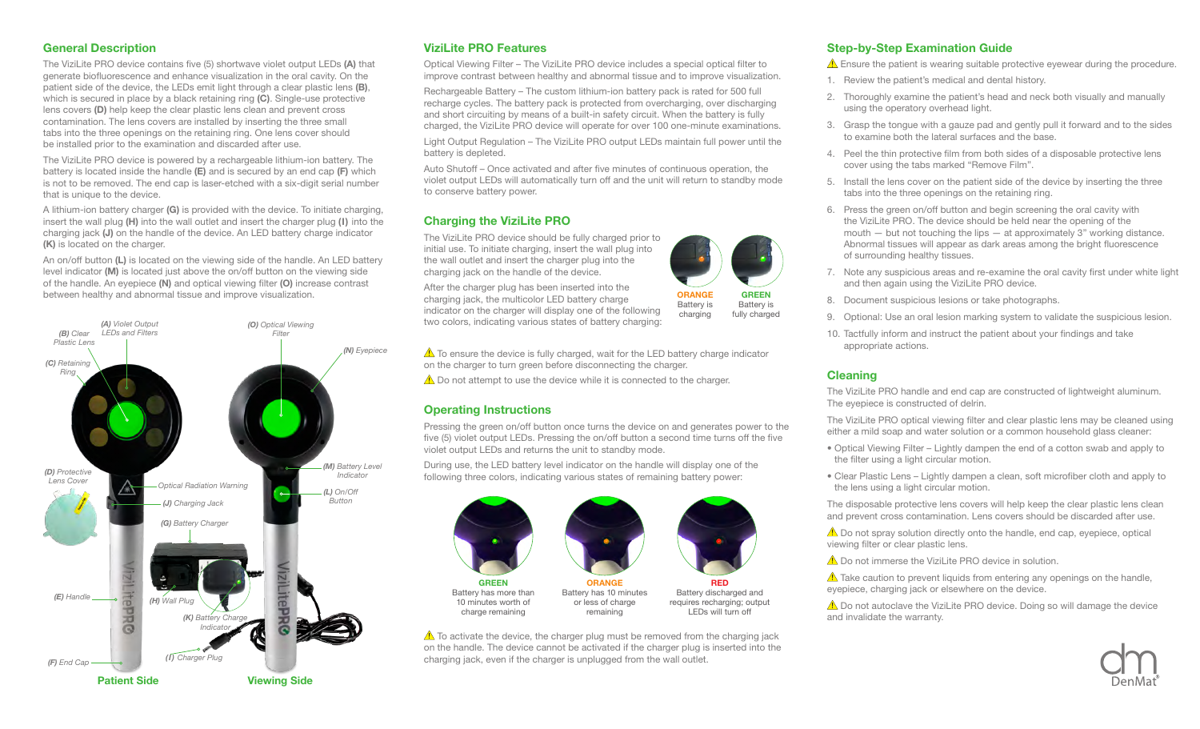## General Description

The ViziLite PRO device contains five (5) shortwave violet output LEDs **(A)** that generate biofluorescence and enhance visualization in the oral cavity. On the patient side of the device, the LEDs emit light through a clear plastic lens **(B)**, which is secured in place by a black retaining ring **(C)**. Single-use protective lens covers **(D)** help keep the clear plastic lens clean and prevent cross contamination. The lens covers are installed by inserting the three small tabs into the three openings on the retaining ring. One lens cover should be installed prior to the examination and discarded after use.

The ViziLite PRO device is powered by a rechargeable lithium-ion battery. The battery is located inside the handle **(E)** and is secured by an end cap **(F)** which is not to be removed. The end cap is laser-etched with a six-digit serial number that is unique to the device.

A lithium-ion battery charger **(G)** is provided with the device. To initiate charging, insert the wall plug **(H)** into the wall outlet and insert the charger plug **(I)** into the charging jack **(J)** on the handle of the device. An LED battery charge indicator **(K)** is located on the charger.

An on/off button **(L)** is located on the viewing side of the handle. An LED battery level indicator **(M)** is located just above the on/off button on the viewing side of the handle. An eyepiece **(N)** and optical viewing filter **(O)** increase contrast between healthy and abnormal tissue and improve visualization.

(A) Violet Output LEDs and Filters
(B) Clear Plastic Lens
(C) Retaining Ring
(D) Protective Lens Cover
Optical Radiation Warning
(J) Charging Jack
(G) Battery Charger
(E) Handle
(H) Wall Plug
(K) Battery Charge Indicator
(F) End Cap
(I) Charger Plug
(O) Optical Viewing Filter
(N) Eyepiece
(M) Battery Level Indicator
(L) On/Off Button

**Patient Side** **Viewing Side**

## ViziLite PRO Features

Optical Viewing Filter – The ViziLite PRO device includes a special optical filter to improve contrast between healthy and abnormal tissue and to improve visualization.

Rechargeable Battery – The custom lithium-ion battery pack is rated for 500 full recharge cycles. The battery pack is protected from overcharging, over discharging and short circuiting by means of a built-in safety circuit. When the battery is fully charged, the ViziLite PRO device will operate for over 100 one-minute examinations.

Light Output Regulation – The ViziLite PRO output LEDs maintain full power until the battery is depleted.

Auto Shutoff – Once activated and after five minutes of continuous operation, the violet output LEDs will automatically turn off and the unit will return to standby mode to conserve battery power.

## Charging the ViziLite PRO

The ViziLite PRO device should be fully charged prior to initial use. To initiate charging, insert the wall plug into the wall outlet and insert the charger plug into the charging jack on the handle of the device.

After the charger plug has been inserted into the charging jack, the multicolor LED battery charge indicator on the charger will display one of the following two colors, indicating various states of battery charging:

**ORANGE** Battery is charging

**GREEN** Battery is fully charged

⚠ To ensure the device is fully charged, wait for the LED battery charge indicator on the charger to turn green before disconnecting the charger.

⚠ Do not attempt to use the device while it is connected to the charger.

## Operating Instructions

Pressing the green on/off button once turns the device on and generates power to the five (5) violet output LEDs. Pressing the on/off button a second time turns off the five violet output LEDs and returns the unit to standby mode.

During use, the LED battery level indicator on the handle will display one of the following three colors, indicating various states of remaining battery power:

**GREEN** Battery has more than 10 minutes worth of charge remaining

**ORANGE** Battery has 10 minutes or less of charge remaining

**RED** Battery discharged and requires recharging; output LEDs will turn off

⚠ To activate the device, the charger plug must be removed from the charging jack on the handle. The device cannot be activated if the charger plug is inserted into the charging jack, even if the charger is unplugged from the wall outlet.

## Step-by-Step Examination Guide

⚠ Ensure the patient is wearing suitable protective eyewear during the procedure.

1. Review the patient's medical and dental history.
2. Thoroughly examine the patient's head and neck both visually and manually using the operatory overhead light.
3. Grasp the tongue with a gauze pad and gently pull it forward and to the sides to examine both the lateral surfaces and the base.
4. Peel the thin protective film from both sides of a disposable protective lens cover using the tabs marked "Remove Film".
5. Install the lens cover on the patient side of the device by inserting the three tabs into the three openings on the retaining ring.
6. Press the green on/off button and begin screening the oral cavity with the ViziLite PRO. The device should be held near the opening of the mouth — but not touching the lips — at approximately 3" working distance. Abnormal tissues will appear as dark areas among the bright fluorescence of surrounding healthy tissues.
7. Note any suspicious areas and re-examine the oral cavity first under white light and then again using the ViziLite PRO device.
8. Document suspicious lesions or take photographs.
9. Optional: Use an oral lesion marking system to validate the suspicious lesion.
10. Tactfully inform and instruct the patient about your findings and take appropriate actions.

## Cleaning

The ViziLite PRO handle and end cap are constructed of lightweight aluminum. The eyepiece is constructed of delrin.

The ViziLite PRO optical viewing filter and clear plastic lens may be cleaned using either a mild soap and water solution or a common household glass cleaner:

- Optical Viewing Filter – Lightly dampen the end of a cotton swab and apply to the filter using a light circular motion.
- Clear Plastic Lens – Lightly dampen a clean, soft microfiber cloth and apply to the lens using a light circular motion.

The disposable protective lens covers will help keep the clear plastic lens clean and prevent cross contamination. Lens covers should be discarded after use.

⚠ Do not spray solution directly onto the handle, end cap, eyepiece, optical viewing filter or clear plastic lens.

⚠ Do not immerse the ViziLite PRO device in solution.

⚠ Take caution to prevent liquids from entering any openings on the handle, eyepiece, charging jack or elsewhere on the device.

⚠ Do not autoclave the ViziLite PRO device. Doing so will damage the device and invalidate the warranty.

DenMat®